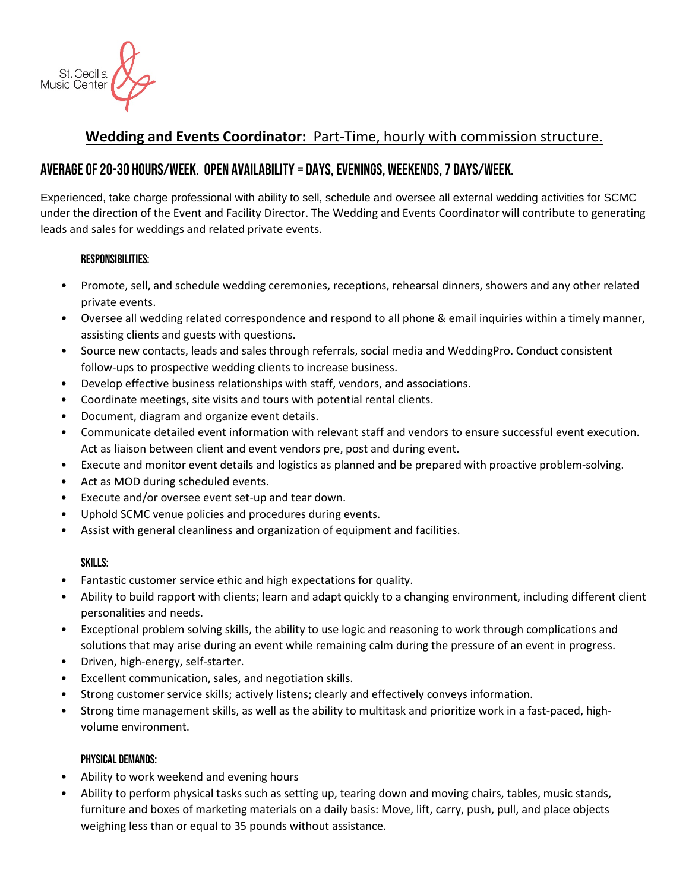St. Cecilia Music Center

## **Wedding and Events Coordinator:** Part-Time, hourly with commission structure.

## AVERAGE OF 20-30 HOURS/WEEK. OPEN AVAILABILITY = DAYS, EVENINGS, WEEKENDS, 7 DAYS/WEEK.

Experienced, take charge professional with ability to sell, schedule and oversee all external wedding activities for SCMC under the direction of the Event and Facility Director. The Wedding and Events Coordinator will contribute to generating leads and sales for weddings and related private events.

### RESPONSIBILITIES:

- Promote, sell, and schedule wedding ceremonies, receptions, rehearsal dinners, showers and any other related private events.
- Oversee all wedding related correspondence and respond to all phone & email inquiries within a timely manner, assisting clients and guests with questions.
- Source new contacts, leads and sales through referrals, social media and WeddingPro. Conduct consistent follow-ups to prospective wedding clients to increase business.
- Develop effective business relationships with staff, vendors, and associations.
- Coordinate meetings, site visits and tours with potential rental clients.
- Document, diagram and organize event details.
- Communicate detailed event information with relevant staff and vendors to ensure successful event execution. Act as liaison between client and event vendors pre, post and during event.
- Execute and monitor event details and logistics as planned and be prepared with proactive problem-solving.
- Act as MOD during scheduled events.
- Execute and/or oversee event set-up and tear down.
- Uphold SCMC venue policies and procedures during events.
- Assist with general cleanliness and organization of equipment and facilities.

### SKILLS:

- Fantastic customer service ethic and high expectations for quality.
- Ability to build rapport with clients; learn and adapt quickly to a changing environment, including different client personalities and needs.
- Exceptional problem solving skills, the ability to use logic and reasoning to work through complications and solutions that may arise during an event while remaining calm during the pressure of an event in progress.
- Driven, high-energy, self-starter.
- Excellent communication, sales, and negotiation skills.
- Strong customer service skills; actively listens; clearly and effectively conveys information.
- Strong time management skills, as well as the ability to multitask and prioritize work in a fast-paced, high-volume environment.

### PHYSICAL DEMANDS:

- Ability to work weekend and evening hours
- Ability to perform physical tasks such as setting up, tearing down and moving chairs, tables, music stands, furniture and boxes of marketing materials on a daily basis: Move, lift, carry, push, pull, and place objects weighing less than or equal to 35 pounds without assistance.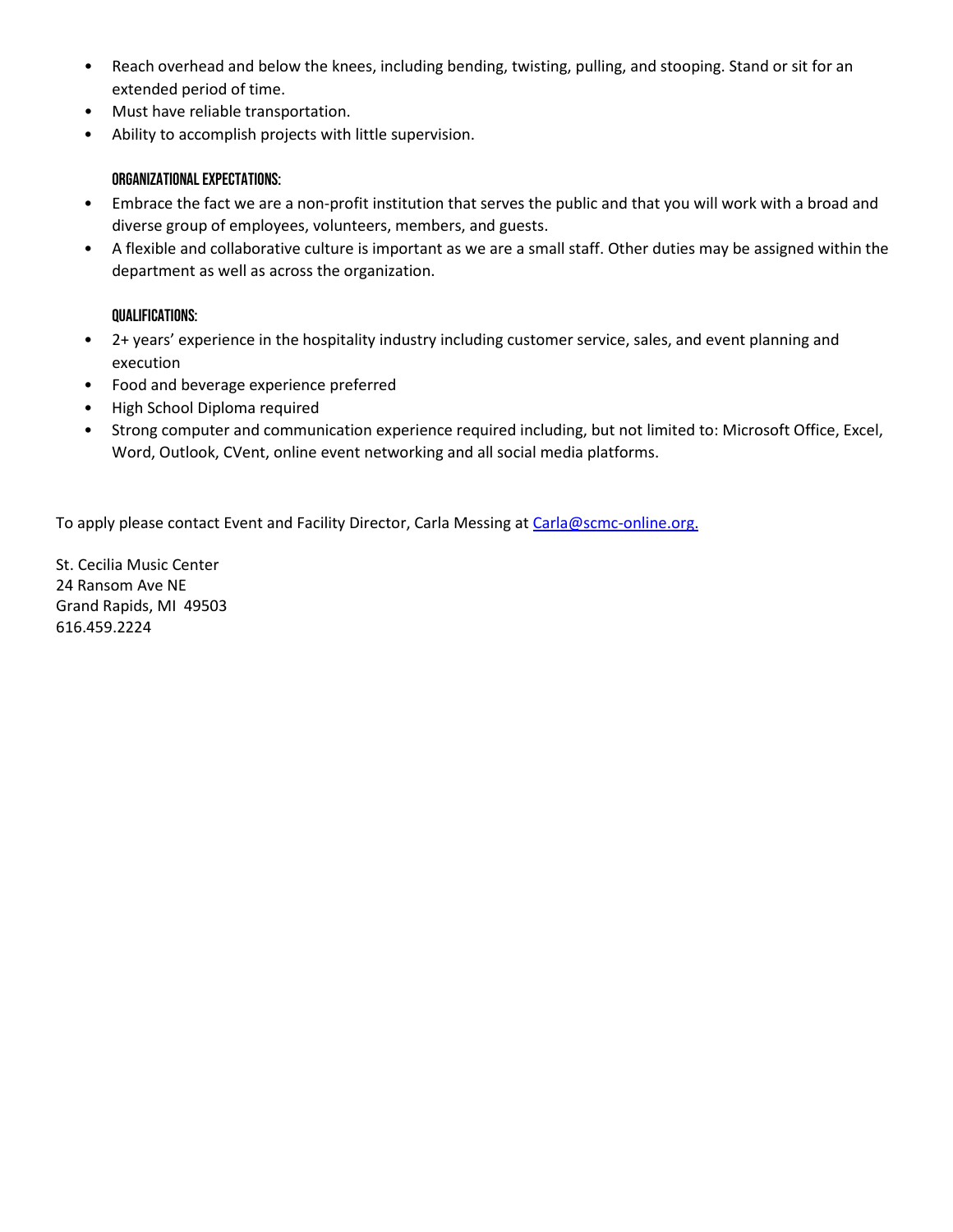- Reach overhead and below the knees, including bending, twisting, pulling, and stooping. Stand or sit for an extended period of time.
- Must have reliable transportation.
- Ability to accomplish projects with little supervision.

### ORGANIZATIONAL EXPECTATIONS:

- Embrace the fact we are a non-profit institution that serves the public and that you will work with a broad and diverse group of employees, volunteers, members, and guests.
- A flexible and collaborative culture is important as we are a small staff. Other duties may be assigned within the department as well as across the organization.

### QUALIFICATIONS:

- 2+ years' experience in the hospitality industry including customer service, sales, and event planning and execution
- Food and beverage experience preferred
- High School Diploma required
- Strong computer and communication experience required including, but not limited to: Microsoft Office, Excel, Word, Outlook, CVent, online event networking and all social media platforms.

To apply please contact Event and Facility Director, Carla Messing at [Carla@scmc-online.org.](mailto:Carla@scmc-online.org)

St. Cecilia Music Center
24 Ransom Ave NE
Grand Rapids, MI 49503
616.459.2224